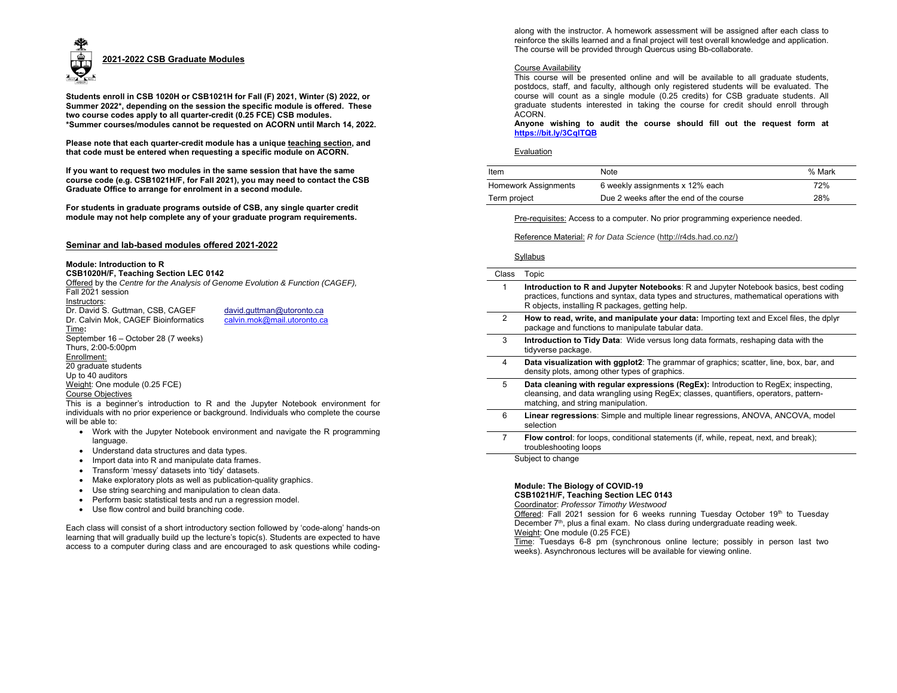## 2021-2022 CSB Graduate Modules

**Students enroll in CSB 1020H or CSB1021H for Fall (F) 2021, Winter (S) 2022, or Summer 2022\*, depending on the session the specific module is offered. These two course codes apply to all quarter-credit (0.25 FCE) CSB modules.**
**\*Summer courses/modules cannot be requested on ACORN until March 14, 2022.**

**Please note that each quarter-credit module has a unique teaching section, and that code must be entered when requesting a specific module on ACORN.**

**If you want to request two modules in the same session that have the same course code (e.g. CSB1021H/F, for Fall 2021), you may need to contact the CSB Graduate Office to arrange for enrolment in a second module.**

**For students in graduate programs outside of CSB, any single quarter credit module may not help complete any of your graduate program requirements.**

### Seminar and lab-based modules offered 2021-2022

**Module: Introduction to R**
**CSB1020H/F, Teaching Section LEC 0142**
Offered by the *Centre for the Analysis of Genome Evolution & Function (CAGEF),* Fall 2021 session

Instructors:
Dr. David S. Guttman, CSB, CAGEF david.guttman@utoronto.ca
Dr. Calvin Mok, CAGEF Bioinformatics calvin.mok@mail.utoronto.ca

Time**:**
September 16 – October 28 (7 weeks)
Thurs, 2:00-5:00pm

Enrollment:
20 graduate students
Up to 40 auditors

Weight: One module (0.25 FCE)

Course Objectives
This is a beginner's introduction to R and the Jupyter Notebook environment for individuals with no prior experience or background. Individuals who complete the course will be able to:

- Work with the Jupyter Notebook environment and navigate the R programming language.
- Understand data structures and data types.
- Import data into R and manipulate data frames.
- Transform 'messy' datasets into 'tidy' datasets.
- Make exploratory plots as well as publication-quality graphics.
- Use string searching and manipulation to clean data.
- Perform basic statistical tests and run a regression model.
- Use flow control and build branching code.

Each class will consist of a short introductory section followed by 'code-along' hands-on learning that will gradually build up the lecture's topic(s). Students are expected to have access to a computer during class and are encouraged to ask questions while coding-along with the instructor. A homework assessment will be assigned after each class to reinforce the skills learned and a final project will test overall knowledge and application. The course will be provided through Quercus using Bb-collaborate.

Course Availability
This course will be presented online and will be available to all graduate students, postdocs, staff, and faculty, although only registered students will be evaluated. The course will count as a single module (0.25 credits) for CSB graduate students. All graduate students interested in taking the course for credit should enroll through ACORN.
**Anyone wishing to audit the course should fill out the request form at https://bit.ly/3CqITQB**

Evaluation

| Item | Note | % Mark |
|---|---|---|
| Homework Assignments | 6 weekly assignments x 12% each | 72% |
| Term project | Due 2 weeks after the end of the course | 28% |

Pre-requisites: Access to a computer. No prior programming experience needed.

Reference Material: *R for Data Science* (http://r4ds.had.co.nz/)

Syllabus

| Class | Topic |
|---|---|
| 1 | **Introduction to R and Jupyter Notebooks**: R and Jupyter Notebook basics, best coding practices, functions and syntax, data types and structures, mathematical operations with R objects, installing R packages, getting help. |
| 2 | **How to read, write, and manipulate your data:** Importing text and Excel files, the dplyr package and functions to manipulate tabular data. |
| 3 | **Introduction to Tidy Data**: Wide versus long data formats, reshaping data with the tidyverse package. |
| 4 | **Data visualization with ggplot2**: The grammar of graphics; scatter, line, box, bar, and density plots, among other types of graphics. |
| 5 | **Data cleaning with regular expressions (RegEx):** Introduction to RegEx; inspecting, cleansing, and data wrangling using RegEx; classes, quantifiers, operators, pattern-matching, and string manipulation. |
| 6 | **Linear regressions**: Simple and multiple linear regressions, ANOVA, ANCOVA, model selection |
| 7 | **Flow control**: for loops, conditional statements (if, while, repeat, next, and break); troubleshooting loops |

Subject to change

**Module: The Biology of COVID-19**
**CSB1021H/F, Teaching Section LEC 0143**
Coordinator: *Professor Timothy Westwood*
Offered: Fall 2021 session for 6 weeks running Tuesday October 19th to Tuesday December 7th, plus a final exam. No class during undergraduate reading week.
Weight: One module (0.25 FCE)
Time: Tuesdays 6-8 pm (synchronous online lecture; possibly in person last two weeks). Asynchronous lectures will be available for viewing online.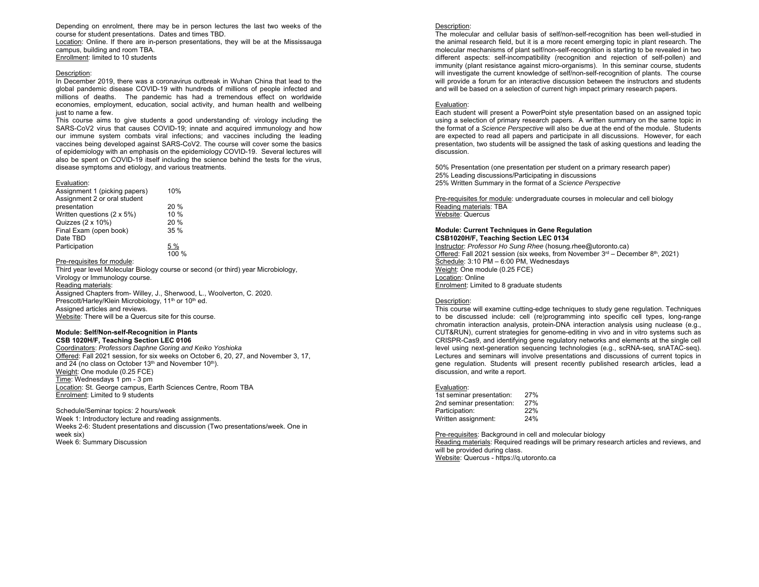Depending on enrolment, there may be in person lectures the last two weeks of the course for student presentations. Dates and times TBD.

Location: Online. If there are in-person presentations, they will be at the Mississauga campus, building and room TBA.

Enrollment: limited to 10 students

Description:

In December 2019, there was a coronavirus outbreak in Wuhan China that lead to the global pandemic disease COVID-19 with hundreds of millions of people infected and millions of deaths. The pandemic has had a tremendous effect on worldwide economies, employment, education, social activity, and human health and wellbeing just to name a few.

This course aims to give students a good understanding of: virology including the SARS-CoV2 virus that causes COVID-19; innate and acquired immunology and how our immune system combats viral infections; and vaccines including the leading vaccines being developed against SARS-CoV2. The course will cover some the basics of epidemiology with an emphasis on the epidemiology COVID-19. Several lectures will also be spent on COVID-19 itself including the science behind the tests for the virus, disease symptoms and etiology, and various treatments.

Evaluation:

| | |
|---|---|
| Assignment 1 (picking papers) | 10% |
| Assignment 2 or oral student presentation | 20 % |
| Written questions (2 x 5%) | 10 % |
| Quizzes (2 x 10%) | 20 % |
| Final Exam (open book) Date TBD | 35 % |
| Participation | 5 % |
| | 100 % |

Pre-requisites for module:

Third year level Molecular Biology course or second (or third) year Microbiology, Virology or Immunology course.

Reading materials:

Assigned Chapters from- Willey, J., Sherwood, L., Woolverton, C. 2020. Prescott/Harley/Klein Microbiology, 11th or 10th ed.

Assigned articles and reviews.

Website: There will be a Quercus site for this course.

### Module: Self/Non-self-Recognition in Plants
**CSB 1020H/F, Teaching Section LEC 0106**

Coordinators: *Professors Daphne Goring and Keiko Yoshioka*

Offered: Fall 2021 session, for six weeks on October 6, 20, 27, and November 3, 17, and 24 (no class on October 13th and November 10th).

Weight: One module (0.25 FCE)

Time: Wednesdays 1 pm - 3 pm

Location: St. George campus, Earth Sciences Centre, Room TBA

Enrolment: Limited to 9 students

Schedule/Seminar topics: 2 hours/week

Week 1: Introductory lecture and reading assignments.

Weeks 2-6: Student presentations and discussion (Two presentations/week. One in week six)

Week 6: Summary Discussion

Description:

The molecular and cellular basis of self/non-self-recognition has been well-studied in the animal research field, but it is a more recent emerging topic in plant research. The molecular mechanisms of plant self/non-self-recognition is starting to be revealed in two different aspects: self-incompatibility (recognition and rejection of self-pollen) and immunity (plant resistance against micro-organisms). In this seminar course, students will investigate the current knowledge of self/non-self-recognition of plants. The course will provide a forum for an interactive discussion between the instructors and students and will be based on a selection of current high impact primary research papers.

Evaluation:

Each student will present a PowerPoint style presentation based on an assigned topic using a selection of primary research papers. A written summary on the same topic in the format of a *Science Perspective* will also be due at the end of the module. Students are expected to read all papers and participate in all discussions. However, for each presentation, two students will be assigned the task of asking questions and leading the discussion.

50% Presentation (one presentation per student on a primary research paper)
25% Leading discussions/Participating in discussions
25% Written Summary in the format of a *Science Perspective*

Pre-requisites for module: undergraduate courses in molecular and cell biology

Reading materials: TBA

Website: Quercus

### Module: Current Techniques in Gene Regulation
**CSB1020H/F, Teaching Section LEC 0134**

Instructor: *Professor Ho Sung Rhee* (hosung.rhee@utoronto.ca)

Offered: Fall 2021 session (six weeks, from November 3rd – December 8th, 2021)

Schedule: 3:10 PM – 6:00 PM, Wednesdays

Weight: One module (0.25 FCE)

Location: Online

Enrolment: Limited to 8 graduate students

Description:

This course will examine cutting-edge techniques to study gene regulation. Techniques to be discussed include: cell (re)programming into specific cell types, long-range chromatin interaction analysis, protein-DNA interaction analysis using nuclease (e.g., CUT&RUN), current strategies for genome-editing in vivo and in vitro systems such as CRISPR-Cas9, and identifying gene regulatory networks and elements at the single cell level using next-generation sequencing technologies (e.g., scRNA-seq, snATAC-seq). Lectures and seminars will involve presentations and discussions of current topics in gene regulation. Students will present recently published research articles, lead a discussion, and write a report.

Evaluation:

| | |
|---|---|
| 1st seminar presentation: | 27% |
| 2nd seminar presentation: | 27% |
| Participation: | 22% |
| Written assignment: | 24% |

Pre-requisites: Background in cell and molecular biology

Reading materials: Required readings will be primary research articles and reviews, and will be provided during class.

Website: Quercus - https://q.utoronto.ca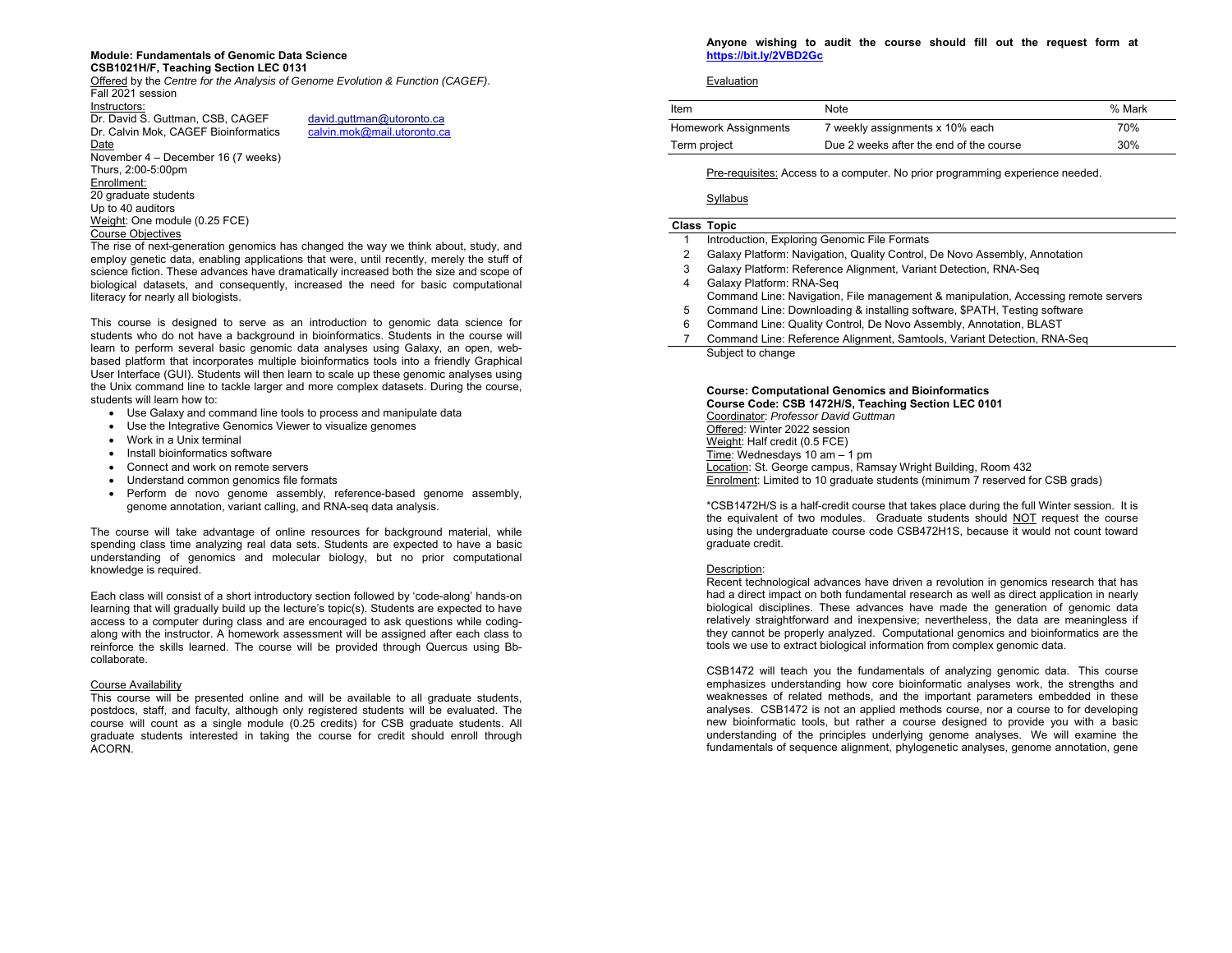**Module: Fundamentals of Genomic Data Science**
**CSB1021H/F, Teaching Section LEC 0131**

Offered by the *Centre for the Analysis of Genome Evolution & Function (CAGEF)*.
Fall 2021 session

Instructors:
Dr. David S. Guttman, CSB, CAGEF  david.guttman@utoronto.ca
Dr. Calvin Mok, CAGEF Bioinformatics  calvin.mok@mail.utoronto.ca

Date
November 4 – December 16 (7 weeks)
Thurs, 2:00-5:00pm

Enrollment:
20 graduate students
Up to 40 auditors

Weight: One module (0.25 FCE)

Course Objectives

The rise of next-generation genomics has changed the way we think about, study, and employ genetic data, enabling applications that were, until recently, merely the stuff of science fiction. These advances have dramatically increased both the size and scope of biological datasets, and consequently, increased the need for basic computational literacy for nearly all biologists.

This course is designed to serve as an introduction to genomic data science for students who do not have a background in bioinformatics. Students in the course will learn to perform several basic genomic data analyses using Galaxy, an open, web-based platform that incorporates multiple bioinformatics tools into a friendly Graphical User Interface (GUI). Students will then learn to scale up these genomic analyses using the Unix command line to tackle larger and more complex datasets. During the course, students will learn how to:

- Use Galaxy and command line tools to process and manipulate data
- Use the Integrative Genomics Viewer to visualize genomes
- Work in a Unix terminal
- Install bioinformatics software
- Connect and work on remote servers
- Understand common genomics file formats
- Perform de novo genome assembly, reference-based genome assembly, genome annotation, variant calling, and RNA-seq data analysis.

The course will take advantage of online resources for background material, while spending class time analyzing real data sets. Students are expected to have a basic understanding of genomics and molecular biology, but no prior computational knowledge is required.

Each class will consist of a short introductory section followed by 'code-along' hands-on learning that will gradually build up the lecture's topic(s). Students are expected to have access to a computer during class and are encouraged to ask questions while coding-along with the instructor. A homework assessment will be assigned after each class to reinforce the skills learned. The course will be provided through Quercus using Bb-collaborate.

Course Availability

This course will be presented online and will be available to all graduate students, postdocs, staff, and faculty, although only registered students will be evaluated. The course will count as a single module (0.25 credits) for CSB graduate students. All graduate students interested in taking the course for credit should enroll through ACORN.

**Anyone wishing to audit the course should fill out the request form at https://bit.ly/2VBD2Gc**

Evaluation

| Item | Note | % Mark |
|---|---|---|
| Homework Assignments | 7 weekly assignments x 10% each | 70% |
| Term project | Due 2 weeks after the end of the course | 30% |

Pre-requisites: Access to a computer. No prior programming experience needed.

Syllabus

| Class | Topic |
|---|---|
| 1 | Introduction, Exploring Genomic File Formats |
| 2 | Galaxy Platform: Navigation, Quality Control, De Novo Assembly, Annotation |
| 3 | Galaxy Platform: Reference Alignment, Variant Detection, RNA-Seq |
| 4 | Galaxy Platform: RNA-Seq<br>Command Line: Navigation, File management & manipulation, Accessing remote servers |
| 5 | Command Line: Downloading & installing software, $PATH, Testing software |
| 6 | Command Line: Quality Control, De Novo Assembly, Annotation, BLAST |
| 7 | Command Line: Reference Alignment, Samtools, Variant Detection, RNA-Seq |

Subject to change

**Course: Computational Genomics and Bioinformatics**
**Course Code: CSB 1472H/S, Teaching Section LEC 0101**

Coordinator: *Professor David Guttman*
Offered: Winter 2022 session
Weight: Half credit (0.5 FCE)
Time: Wednesdays 10 am – 1 pm
Location: St. George campus, Ramsay Wright Building, Room 432
Enrolment: Limited to 10 graduate students (minimum 7 reserved for CSB grads)

*CSB1472H/S is a half-credit course that takes place during the full Winter session. It is the equivalent of two modules. Graduate students should NOT request the course using the undergraduate course code CSB472H1S, because it would not count toward graduate credit.

Description:

Recent technological advances have driven a revolution in genomics research that has had a direct impact on both fundamental research as well as direct application in nearly biological disciplines. These advances have made the generation of genomic data relatively straightforward and inexpensive; nevertheless, the data are meaningless if they cannot be properly analyzed. Computational genomics and bioinformatics are the tools we use to extract biological information from complex genomic data.

CSB1472 will teach you the fundamentals of analyzing genomic data. This course emphasizes understanding how core bioinformatic analyses work, the strengths and weaknesses of related methods, and the important parameters embedded in these analyses. CSB1472 is not an applied methods course, nor a course to for developing new bioinformatic tools, but rather a course designed to provide you with a basic understanding of the principles underlying genome analyses. We will examine the fundamentals of sequence alignment, phylogenetic analyses, genome annotation, gene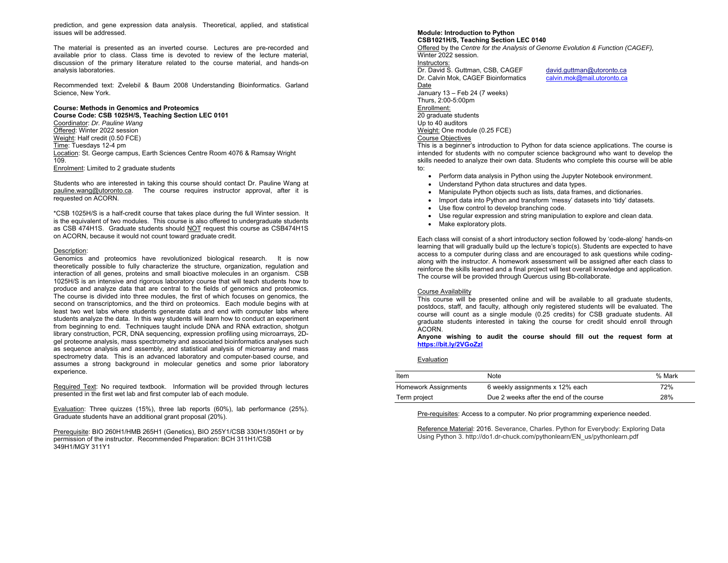prediction, and gene expression data analysis. Theoretical, applied, and statistical issues will be addressed.

The material is presented as an inverted course. Lectures are pre-recorded and available prior to class. Class time is devoted to review of the lecture material, discussion of the primary literature related to the course material, and hands-on analysis laboratories.

Recommended text: Zvelebil & Baum 2008 Understanding Bioinformatics. Garland Science, New York.

**Course: Methods in Genomics and Proteomics**
**Course Code: CSB 1025H/S, Teaching Section LEC 0101**
Coordinator: *Dr. Pauline Wang*
Offered: Winter 2022 session
Weight: Half credit (0.50 FCE)
Time: Tuesdays 12-4 pm
Location: St. George campus, Earth Sciences Centre Room 4076 & Ramsay Wright 109.
Enrolment: Limited to 2 graduate students

Students who are interested in taking this course should contact Dr. Pauline Wang at pauline.wang@utoronto.ca. The course requires instructor approval, after it is requested on ACORN.

*CSB 1025H/S is a half-credit course that takes place during the full Winter session. It is the equivalent of two modules. This course is also offered to undergraduate students as CSB 474H1S. Graduate students should NOT request this course as CSB474H1S on ACORN, because it would not count toward graduate credit.

Description:
Genomics and proteomics have revolutionized biological research. It is now theoretically possible to fully characterize the structure, organization, regulation and interaction of all genes, proteins and small bioactive molecules in an organism. CSB 1025H/S is an intensive and rigorous laboratory course that will teach students how to produce and analyze data that are central to the fields of genomics and proteomics. The course is divided into three modules, the first of which focuses on genomics, the second on transcriptomics, and the third on proteomics. Each module begins with at least two wet labs where students generate data and end with computer labs where students analyze the data. In this way students will learn how to conduct an experiment from beginning to end. Techniques taught include DNA and RNA extraction, shotgun library construction, PCR, DNA sequencing, expression profiling using microarrays, 2D-gel proteome analysis, mass spectrometry and associated bioinformatics analyses such as sequence analysis and assembly, and statistical analysis of microarray and mass spectrometry data. This is an advanced laboratory and computer-based course, and assumes a strong background in molecular genetics and some prior laboratory experience.

Required Text: No required textbook. Information will be provided through lectures presented in the first wet lab and first computer lab of each module.

Evaluation: Three quizzes (15%), three lab reports (60%), lab performance (25%). Graduate students have an additional grant proposal (20%).

Prerequisite: BIO 260H1/HMB 265H1 (Genetics), BIO 255Y1/CSB 330H1/350H1 or by permission of the instructor. Recommended Preparation: BCH 311H1/CSB 349H1/MGY 311Y1

**Module: Introduction to Python**
**CSB1021H/S, Teaching Section LEC 0140**
Offered by the *Centre for the Analysis of Genome Evolution & Function (CAGEF),* Winter 2022 session.
Instructors:
Dr. David S. Guttman, CSB, CAGEF david.guttman@utoronto.ca
Dr. Calvin Mok, CAGEF Bioinformatics calvin.mok@mail.utoronto.ca
Date
January 13 – Feb 24 (7 weeks)
Thurs, 2:00-5:00pm
Enrollment:
20 graduate students
Up to 40 auditors
Weight: One module (0.25 FCE)
Course Objectives
This is a beginner's introduction to Python for data science applications. The course is intended for students with no computer science background who want to develop the skills needed to analyze their own data. Students who complete this course will be able to:

- Perform data analysis in Python using the Jupyter Notebook environment.
- Understand Python data structures and data types.
- Manipulate Python objects such as lists, data frames, and dictionaries.
- Import data into Python and transform 'messy' datasets into 'tidy' datasets.
- Use flow control to develop branching code.
- Use regular expression and string manipulation to explore and clean data.
- Make exploratory plots.

Each class will consist of a short introductory section followed by 'code-along' hands-on learning that will gradually build up the lecture's topic(s). Students are expected to have access to a computer during class and are encouraged to ask questions while coding-along with the instructor. A homework assessment will be assigned after each class to reinforce the skills learned and a final project will test overall knowledge and application. The course will be provided through Quercus using Bb-collaborate.

Course Availability
This course will be presented online and will be available to all graduate students, postdocs, staff, and faculty, although only registered students will be evaluated. The course will count as a single module (0.25 credits) for CSB graduate students. All graduate students interested in taking the course for credit should enroll through ACORN.
**Anyone wishing to audit the course should fill out the request form at https://bit.ly/2VGoZzl**

Evaluation

| Item | Note | % Mark |
| --- | --- | --- |
| Homework Assignments | 6 weekly assignments x 12% each | 72% |
| Term project | Due 2 weeks after the end of the course | 28% |

Pre-requisites: Access to a computer. No prior programming experience needed.

Reference Material: 2016. Severance, Charles. Python for Everybody: Exploring Data Using Python 3. http://do1.dr-chuck.com/pythonlearn/EN_us/pythonlearn.pdf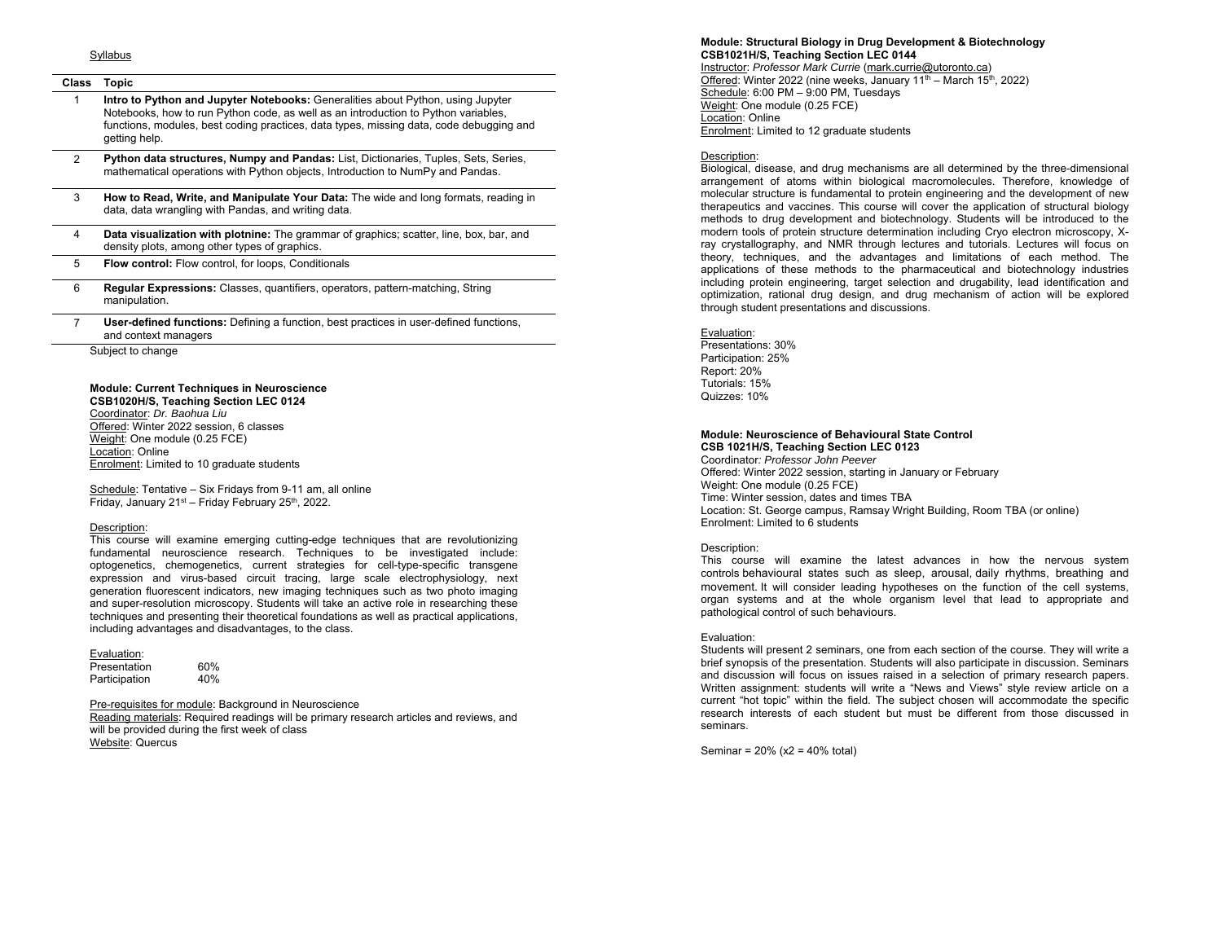Syllabus

| Class | Topic |
|---|---|
| 1 | **Intro to Python and Jupyter Notebooks:** Generalities about Python, using Jupyter Notebooks, how to run Python code, as well as an introduction to Python variables, functions, modules, best coding practices, data types, missing data, code debugging and getting help. |
| 2 | **Python data structures, Numpy and Pandas:** List, Dictionaries, Tuples, Sets, Series, mathematical operations with Python objects, Introduction to NumPy and Pandas. |
| 3 | **How to Read, Write, and Manipulate Your Data:** The wide and long formats, reading in data, data wrangling with Pandas, and writing data. |
| 4 | **Data visualization with plotnine:** The grammar of graphics; scatter, line, box, bar, and density plots, among other types of graphics. |
| 5 | **Flow control:** Flow control, for loops, Conditionals |
| 6 | **Regular Expressions:** Classes, quantifiers, operators, pattern-matching, String manipulation. |
| 7 | **User-defined functions:** Defining a function, best practices in user-defined functions, and context managers |

Subject to change

**Module: Current Techniques in Neuroscience**
**CSB1020H/S, Teaching Section LEC 0124**
Coordinator: *Dr. Baohua Liu*
Offered: Winter 2022 session, 6 classes
Weight: One module (0.25 FCE)
Location: Online
Enrolment: Limited to 10 graduate students

Schedule: Tentative – Six Fridays from 9-11 am, all online
Friday, January 21st – Friday February 25th, 2022.

Description:
This course will examine emerging cutting-edge techniques that are revolutionizing fundamental neuroscience research. Techniques to be investigated include: optogenetics, chemogenetics, current strategies for cell-type-specific transgene expression and virus-based circuit tracing, large scale electrophysiology, next generation fluorescent indicators, new imaging techniques such as two photo imaging and super-resolution microscopy. Students will take an active role in researching these techniques and presenting their theoretical foundations as well as practical applications, including advantages and disadvantages, to the class.

Evaluation:

| | |
|---|---|
| Presentation | 60% |
| Participation | 40% |

Pre-requisites for module: Background in Neuroscience
Reading materials: Required readings will be primary research articles and reviews, and will be provided during the first week of class
Website: Quercus

**Module: Structural Biology in Drug Development & Biotechnology**
**CSB1021H/S, Teaching Section LEC 0144**
Instructor: *Professor Mark Currie* (mark.currie@utoronto.ca)
Offered: Winter 2022 (nine weeks, January 11th – March 15th, 2022)
Schedule: 6:00 PM – 9:00 PM, Tuesdays
Weight: One module (0.25 FCE)
Location: Online
Enrolment: Limited to 12 graduate students

Description:
Biological, disease, and drug mechanisms are all determined by the three-dimensional arrangement of atoms within biological macromolecules. Therefore, knowledge of molecular structure is fundamental to protein engineering and the development of new therapeutics and vaccines. This course will cover the application of structural biology methods to drug development and biotechnology. Students will be introduced to the modern tools of protein structure determination including Cryo electron microscopy, X-ray crystallography, and NMR through lectures and tutorials. Lectures will focus on theory, techniques, and the advantages and limitations of each method. The applications of these methods to the pharmaceutical and biotechnology industries including protein engineering, target selection and drugability, lead identification and optimization, rational drug design, and drug mechanism of action will be explored through student presentations and discussions.

Evaluation:
Presentations: 30%
Participation: 25%
Report: 20%
Tutorials: 15%
Quizzes: 10%

**Module: Neuroscience of Behavioural State Control**
**CSB 1021H/S, Teaching Section LEC 0123**
Coordinator*: Professor John Peever*
Offered: Winter 2022 session, starting in January or February
Weight: One module (0.25 FCE)
Time: Winter session, dates and times TBA
Location: St. George campus, Ramsay Wright Building, Room TBA (or online)
Enrolment: Limited to 6 students

Description:
This course will examine the latest advances in how the nervous system controls behavioural states such as sleep, arousal, daily rhythms, breathing and movement. It will consider leading hypotheses on the function of the cell systems, organ systems and at the whole organism level that lead to appropriate and pathological control of such behaviours.

Evaluation:
Students will present 2 seminars, one from each section of the course. They will write a brief synopsis of the presentation. Students will also participate in discussion. Seminars and discussion will focus on issues raised in a selection of primary research papers. Written assignment: students will write a "News and Views" style review article on a current "hot topic" within the field. The subject chosen will accommodate the specific research interests of each student but must be different from those discussed in seminars.

Seminar = 20% (x2 = 40% total)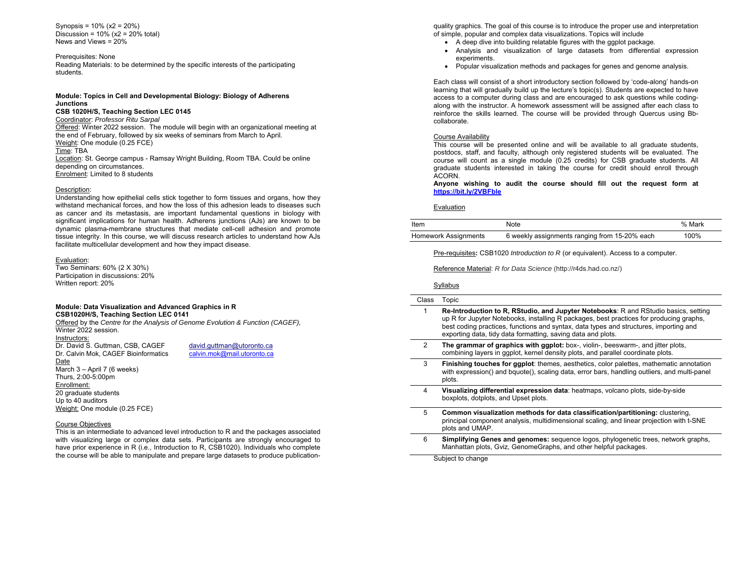Synopsis = 10% (x2 = 20%)
Discussion = 10% (x2 = 20% total)
News and Views = 20%

Prerequisites: None
Reading Materials: to be determined by the specific interests of the participating students.

**Module: Topics in Cell and Developmental Biology: Biology of Adherens Junctions**
**CSB 1020H/S, Teaching Section LEC 0145**
Coordinator: *Professor Ritu Sarpal*
Offered: Winter 2022 session. The module will begin with an organizational meeting at the end of February, followed by six weeks of seminars from March to April.
Weight: One module (0.25 FCE)
Time: TBA
Location: St. George campus - Ramsay Wright Building, Room TBA. Could be online depending on circumstances.
Enrolment: Limited to 8 students

Description:
Understanding how epithelial cells stick together to form tissues and organs, how they withstand mechanical forces, and how the loss of this adhesion leads to diseases such as cancer and its metastasis, are important fundamental questions in biology with significant implications for human health. Adherens junctions (AJs) are known to be dynamic plasma-membrane structures that mediate cell-cell adhesion and promote tissue integrity. In this course, we will discuss research articles to understand how AJs facilitate multicellular development and how they impact disease.

Evaluation:
Two Seminars: 60% (2 X 30%)
Participation in discussions: 20%
Written report: 20%

**Module: Data Visualization and Advanced Graphics in R**
**CSB1020H/S, Teaching Section LEC 0141**
Offered by the *Centre for the Analysis of Genome Evolution & Function (CAGEF),* Winter 2022 session.
Instructors:
Dr. David S. Guttman, CSB, CAGEF — david.guttman@utoronto.ca
Dr. Calvin Mok, CAGEF Bioinformatics — calvin.mok@mail.utoronto.ca
Date
March 3 – April 7 (6 weeks)
Thurs, 2:00-5:00pm
Enrollment:
20 graduate students
Up to 40 auditors
Weight: One module (0.25 FCE)

Course Objectives
This is an intermediate to advanced level introduction to R and the packages associated with visualizing large or complex data sets. Participants are strongly encouraged to have prior experience in R (i.e., Introduction to R, CSB1020). Individuals who complete the course will be able to manipulate and prepare large datasets to produce publication-quality graphics. The goal of this course is to introduce the proper use and interpretation of simple, popular and complex data visualizations. Topics will include

- A deep dive into building relatable figures with the ggplot package.
- Analysis and visualization of large datasets from differential expression experiments.
- Popular visualization methods and packages for genes and genome analysis.

Each class will consist of a short introductory section followed by 'code-along' hands-on learning that will gradually build up the lecture's topic(s). Students are expected to have access to a computer during class and are encouraged to ask questions while coding-along with the instructor. A homework assessment will be assigned after each class to reinforce the skills learned. The course will be provided through Quercus using Bb-collaborate.

Course Availability
This course will be presented online and will be available to all graduate students, postdocs, staff, and faculty, although only registered students will be evaluated. The course will count as a single module (0.25 credits) for CSB graduate students. All graduate students interested in taking the course for credit should enroll through ACORN.
**Anyone wishing to audit the course should fill out the request form at https://bit.ly/2VBFble**

Evaluation

| Item | Note | % Mark |
|---|---|---|
| Homework Assignments | 6 weekly assignments ranging from 15-20% each | 100% |

Pre-requisites**:** CSB1020 *Introduction to R* (or equivalent). Access to a computer.

Reference Material: *R for Data Science* (http://r4ds.had.co.nz/)

Syllabus

| Class | Topic |
|---|---|
| 1 | **Re-Introduction to R, RStudio, and Jupyter Notebooks**: R and RStudio basics, setting up R for Jupyter Notebooks, installing R packages, best practices for producing graphs, best coding practices, functions and syntax, data types and structures, importing and exporting data, tidy data formatting, saving data and plots. |
| 2 | **The grammar of graphics with ggplot:** box-, violin-, beeswarm-, and jitter plots, combining layers in ggplot, kernel density plots, and parallel coordinate plots. |
| 3 | **Finishing touches for ggplot**: themes, aesthetics, color palettes, mathematic annotation with expression() and bquote(), scaling data, error bars, handling outliers, and multi-panel plots. |
| 4 | **Visualizing differential expression data**: heatmaps, volcano plots, side-by-side boxplots, dotplots, and Upset plots. |
| 5 | **Common visualization methods for data classification/partitioning:** clustering, principal component analysis, multidimensional scaling, and linear projection with t-SNE plots and UMAP. |
| 6 | **Simplifying Genes and genomes:** sequence logos, phylogenetic trees, network graphs, Manhattan plots, Gviz, GenomeGraphs, and other helpful packages. |

Subject to change